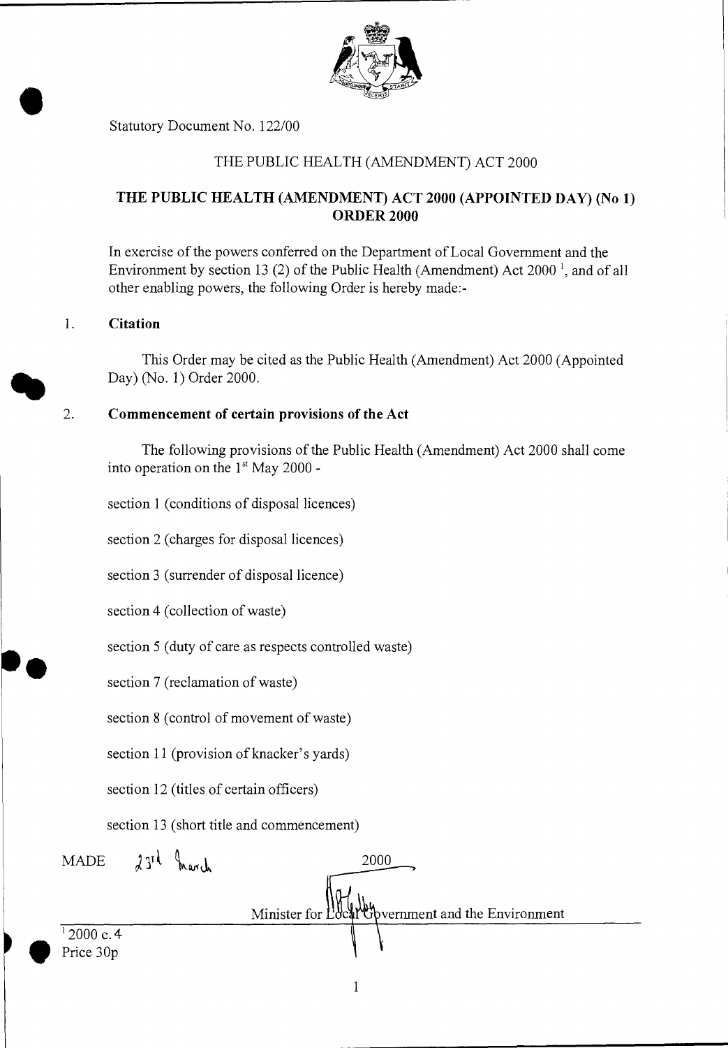Statutory Document No. 122/00

THE PUBLIC HEALTH (AMENDMENT) ACT 2000

**THE PUBLIC HEALTH (AMENDMENT) ACT 2000 (APPOINTED DAY) (No 1) ORDER 2000**

In exercise of the powers conferred on the Department of Local Government and the Environment by section 13 (2) of the Public Health (Amendment) Act 2000 [1], and of all other enabling powers, the following Order is hereby made:-

1. **Citation**

   This Order may be cited as the Public Health (Amendment) Act 2000 (Appointed Day) (No. 1) Order 2000.

2. **Commencement of certain provisions of the Act**

   The following provisions of the Public Health (Amendment) Act 2000 shall come into operation on the 1st May 2000 -

section 1 (conditions of disposal licences)

section 2 (charges for disposal licences)

section 3 (surrender of disposal licence)

section 4 (collection of waste)

section 5 (duty of care as respects controlled waste)

section 7 (reclamation of waste)

section 8 (control of movement of waste)

section 11 (provision of knacker's yards)

section 12 (titles of certain officers)

section 13 (short title and commencement)

MADE 23rd March 2000

Minister for Local Government and the Environment

[1] 2000 c. 4

Price 30p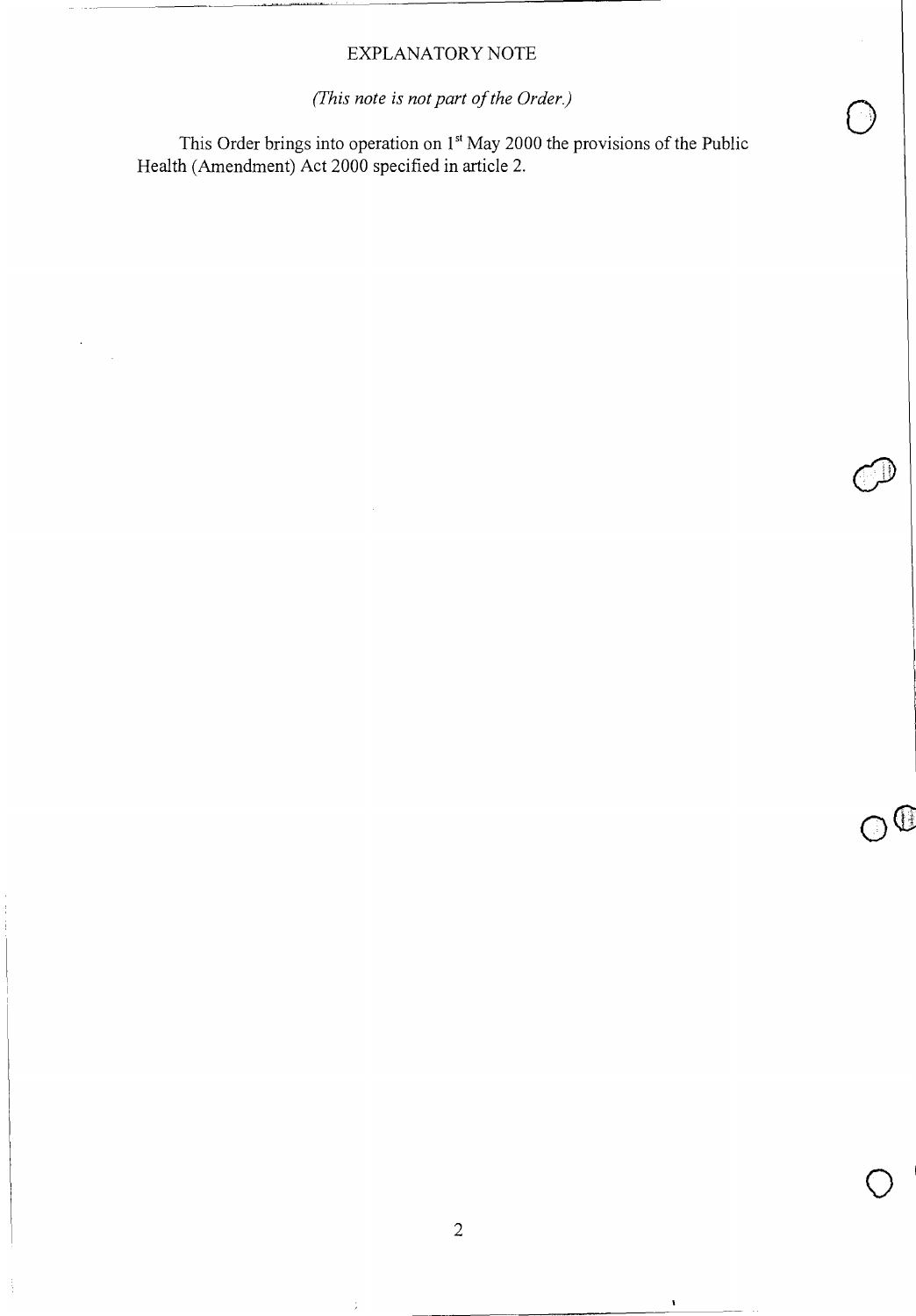EXPLANATORY NOTE

*(This note is not part of the Order.)*

This Order brings into operation on 1st May 2000 the provisions of the Public Health (Amendment) Act 2000 specified in article 2.